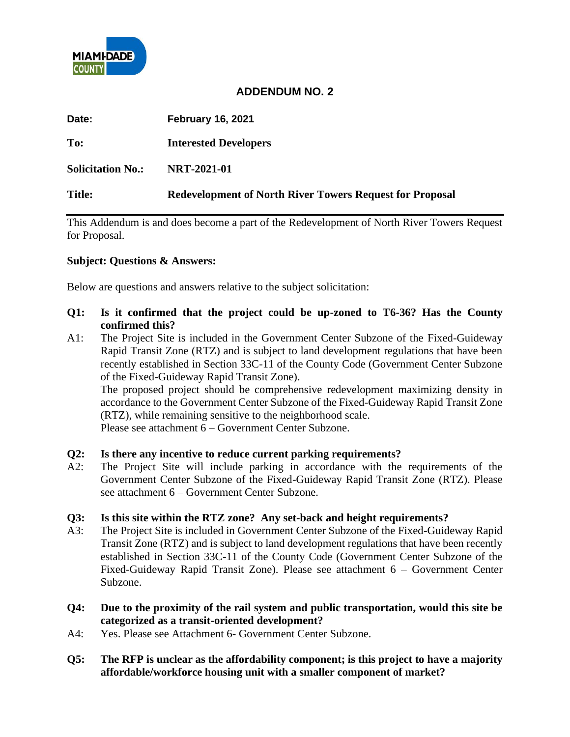# ADDENDUM NO. 2

**Date:** February 16, 2021

**To:** Interested Developers

**Solicitation No.:** NRT-2021-01

**Title:** Redevelopment of North River Towers Request for Proposal

---

This Addendum is and does become a part of the Redevelopment of North River Towers Request for Proposal.

**Subject: Questions & Answers:**

Below are questions and answers relative to the subject solicitation:

**Q1: Is it confirmed that the project could be up-zoned to T6-36? Has the County confirmed this?**

A1: The Project Site is included in the Government Center Subzone of the Fixed-Guideway Rapid Transit Zone (RTZ) and is subject to land development regulations that have been recently established in Section 33C-11 of the County Code (Government Center Subzone of the Fixed-Guideway Rapid Transit Zone).
The proposed project should be comprehensive redevelopment maximizing density in accordance to the Government Center Subzone of the Fixed-Guideway Rapid Transit Zone (RTZ), while remaining sensitive to the neighborhood scale.
Please see attachment 6 – Government Center Subzone.

**Q2: Is there any incentive to reduce current parking requirements?**

A2: The Project Site will include parking in accordance with the requirements of the Government Center Subzone of the Fixed-Guideway Rapid Transit Zone (RTZ). Please see attachment 6 – Government Center Subzone.

**Q3: Is this site within the RTZ zone? Any set-back and height requirements?**

A3: The Project Site is included in Government Center Subzone of the Fixed-Guideway Rapid Transit Zone (RTZ) and is subject to land development regulations that have been recently established in Section 33C-11 of the County Code (Government Center Subzone of the Fixed-Guideway Rapid Transit Zone). Please see attachment 6 – Government Center Subzone.

**Q4: Due to the proximity of the rail system and public transportation, would this site be categorized as a transit-oriented development?**

A4: Yes. Please see Attachment 6- Government Center Subzone.

**Q5: The RFP is unclear as the affordability component; is this project to have a majority affordable/workforce housing unit with a smaller component of market?**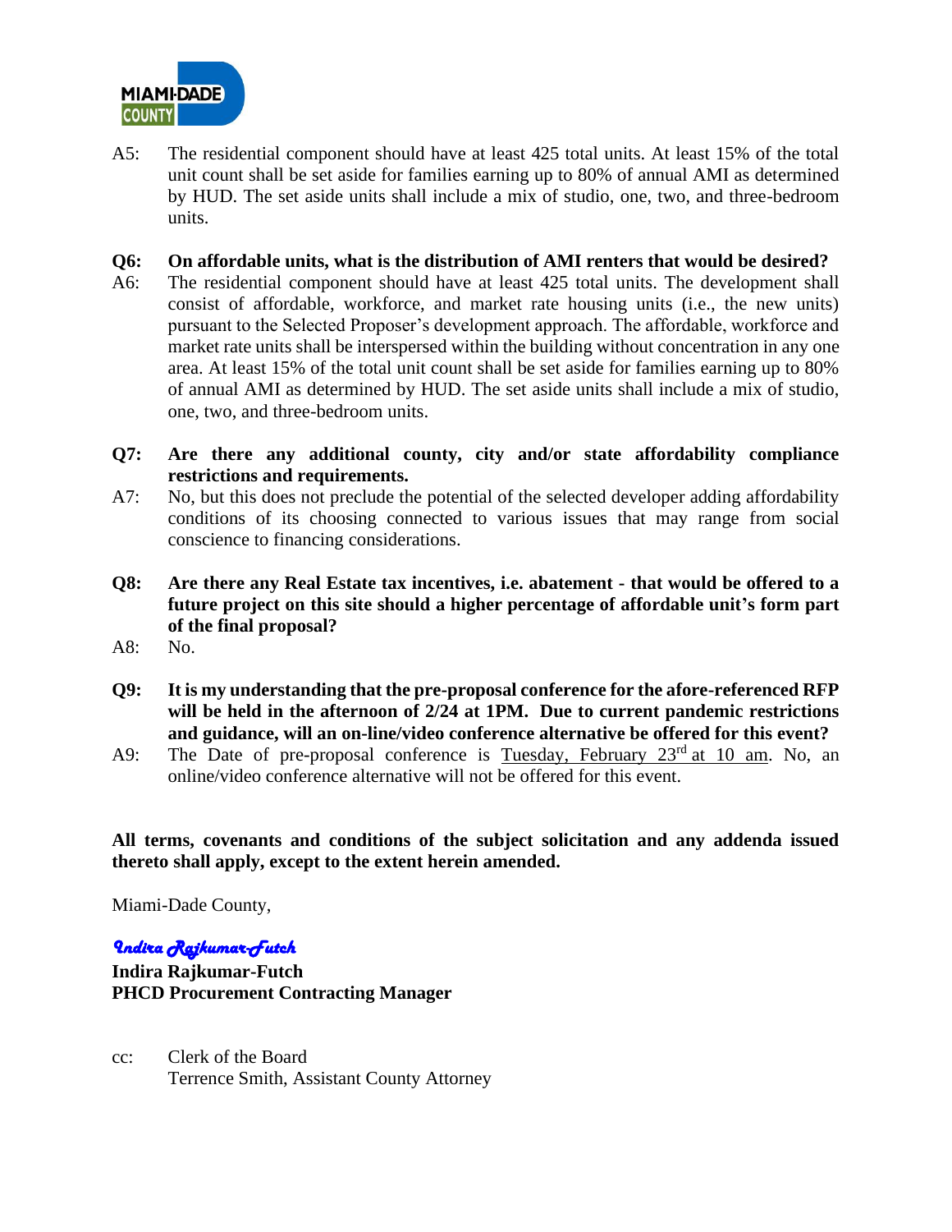A5: The residential component should have at least 425 total units. At least 15% of the total unit count shall be set aside for families earning up to 80% of annual AMI as determined by HUD. The set aside units shall include a mix of studio, one, two, and three-bedroom units.

**Q6: On affordable units, what is the distribution of AMI renters that would be desired?**

A6: The residential component should have at least 425 total units. The development shall consist of affordable, workforce, and market rate housing units (i.e., the new units) pursuant to the Selected Proposer's development approach. The affordable, workforce and market rate units shall be interspersed within the building without concentration in any one area. At least 15% of the total unit count shall be set aside for families earning up to 80% of annual AMI as determined by HUD. The set aside units shall include a mix of studio, one, two, and three-bedroom units.

**Q7: Are there any additional county, city and/or state affordability compliance restrictions and requirements.**

A7: No, but this does not preclude the potential of the selected developer adding affordability conditions of its choosing connected to various issues that may range from social conscience to financing considerations.

**Q8: Are there any Real Estate tax incentives, i.e. abatement - that would be offered to a future project on this site should a higher percentage of affordable unit's form part of the final proposal?**

A8: No.

**Q9: It is my understanding that the pre-proposal conference for the afore-referenced RFP will be held in the afternoon of 2/24 at 1PM. Due to current pandemic restrictions and guidance, will an on-line/video conference alternative be offered for this event?**

A9: The Date of pre-proposal conference is <u>Tuesday, February 23rd at 10 am</u>. No, an online/video conference alternative will not be offered for this event.

**All terms, covenants and conditions of the subject solicitation and any addenda issued thereto shall apply, except to the extent herein amended.**

Miami-Dade County,

*Indira Rajkumar-Futch*

**Indira Rajkumar-Futch**
**PHCD Procurement Contracting Manager**

cc: Clerk of the Board
Terrence Smith, Assistant County Attorney